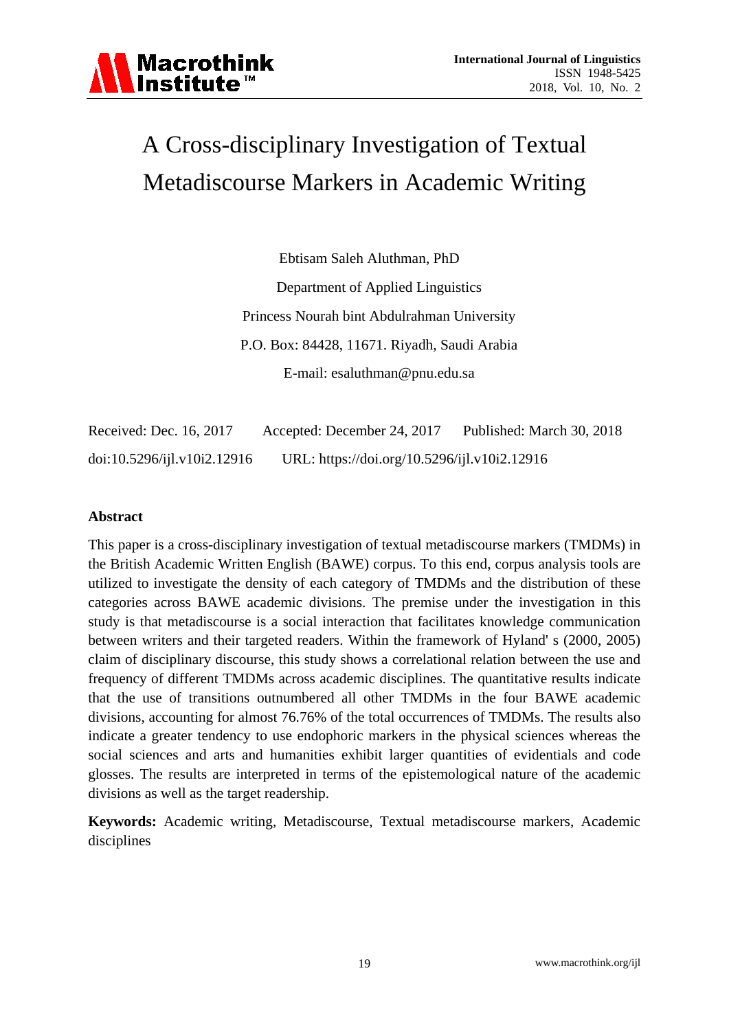# A Cross-disciplinary Investigation of Textual Metadiscourse Markers in Academic Writing

Ebtisam Saleh Aluthman, PhD

Department of Applied Linguistics

Princess Nourah bint Abdulrahman University

P.O. Box: 84428, 11671. Riyadh, Saudi Arabia

E-mail: esaluthman@pnu.edu.sa

Received: Dec. 16, 2017 Accepted: December 24, 2017 Published: March 30, 2018

doi:10.5296/ijl.v10i2.12916 URL: https://doi.org/10.5296/ijl.v10i2.12916

## Abstract

This paper is a cross-disciplinary investigation of textual metadiscourse markers (TMDMs) in the British Academic Written English (BAWE) corpus. To this end, corpus analysis tools are utilized to investigate the density of each category of TMDMs and the distribution of these categories across BAWE academic divisions. The premise under the investigation in this study is that metadiscourse is a social interaction that facilitates knowledge communication between writers and their targeted readers. Within the framework of Hyland' s (2000, 2005) claim of disciplinary discourse, this study shows a correlational relation between the use and frequency of different TMDMs across academic disciplines. The quantitative results indicate that the use of transitions outnumbered all other TMDMs in the four BAWE academic divisions, accounting for almost 76.76% of the total occurrences of TMDMs. The results also indicate a greater tendency to use endophoric markers in the physical sciences whereas the social sciences and arts and humanities exhibit larger quantities of evidentials and code glosses. The results are interpreted in terms of the epistemological nature of the academic divisions as well as the target readership.

**Keywords:** Academic writing, Metadiscourse, Textual metadiscourse markers, Academic disciplines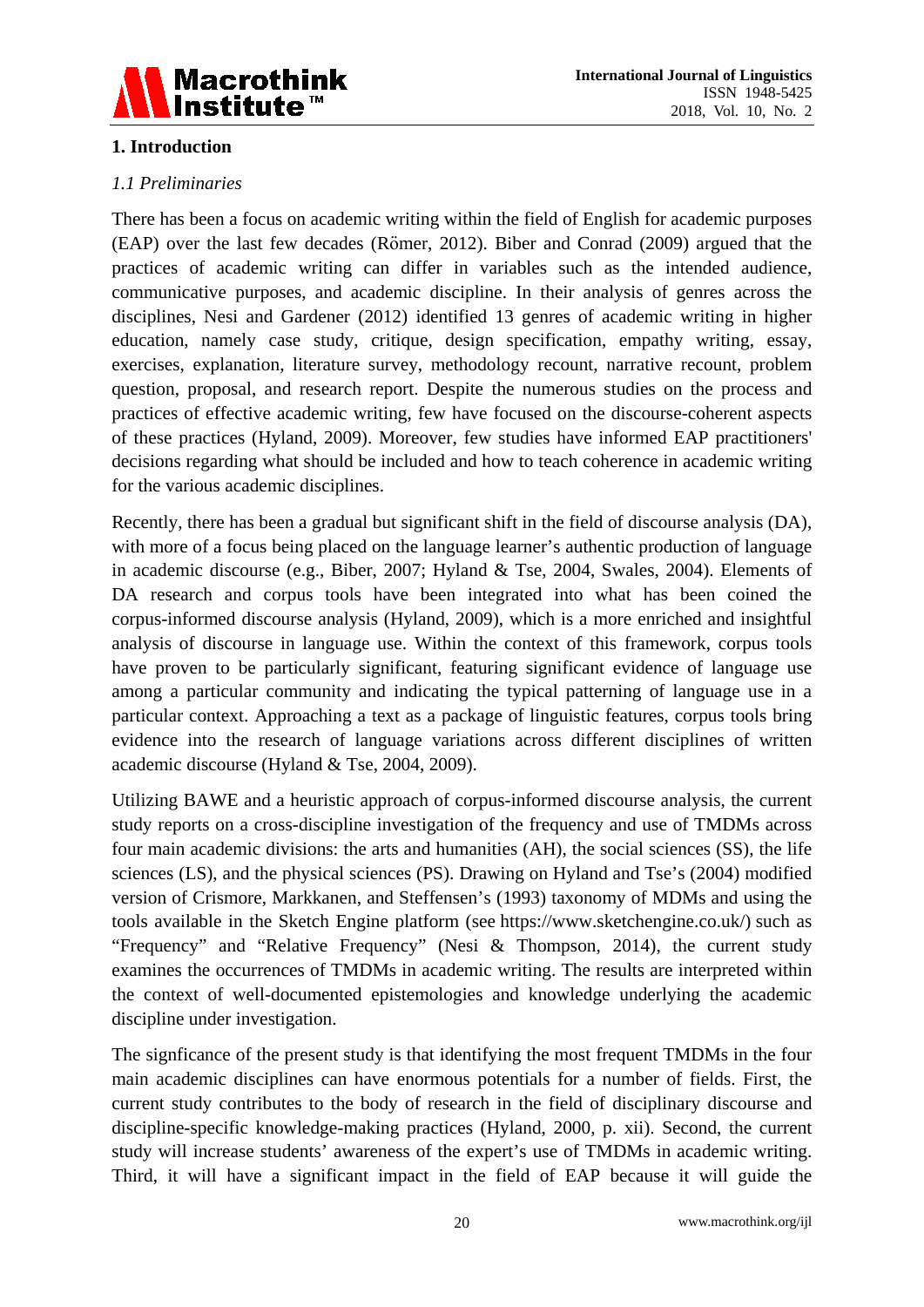## 1. Introduction

### *1.1 Preliminaries*

There has been a focus on academic writing within the field of English for academic purposes (EAP) over the last few decades (Römer, 2012). Biber and Conrad (2009) argued that the practices of academic writing can differ in variables such as the intended audience, communicative purposes, and academic discipline. In their analysis of genres across the disciplines, Nesi and Gardener (2012) identified 13 genres of academic writing in higher education, namely case study, critique, design specification, empathy writing, essay, exercises, explanation, literature survey, methodology recount, narrative recount, problem question, proposal, and research report. Despite the numerous studies on the process and practices of effective academic writing, few have focused on the discourse-coherent aspects of these practices (Hyland, 2009). Moreover, few studies have informed EAP practitioners' decisions regarding what should be included and how to teach coherence in academic writing for the various academic disciplines.

Recently, there has been a gradual but significant shift in the field of discourse analysis (DA), with more of a focus being placed on the language learner's authentic production of language in academic discourse (e.g., Biber, 2007; Hyland & Tse, 2004, Swales, 2004). Elements of DA research and corpus tools have been integrated into what has been coined the corpus-informed discourse analysis (Hyland, 2009), which is a more enriched and insightful analysis of discourse in language use. Within the context of this framework, corpus tools have proven to be particularly significant, featuring significant evidence of language use among a particular community and indicating the typical patterning of language use in a particular context. Approaching a text as a package of linguistic features, corpus tools bring evidence into the research of language variations across different disciplines of written academic discourse (Hyland & Tse, 2004, 2009).

Utilizing BAWE and a heuristic approach of corpus-informed discourse analysis, the current study reports on a cross-discipline investigation of the frequency and use of TMDMs across four main academic divisions: the arts and humanities (AH), the social sciences (SS), the life sciences (LS), and the physical sciences (PS). Drawing on Hyland and Tse's (2004) modified version of Crismore, Markkanen, and Steffensen's (1993) taxonomy of MDMs and using the tools available in the Sketch Engine platform (see https://www.sketchengine.co.uk/) such as "Frequency" and "Relative Frequency" (Nesi & Thompson, 2014), the current study examines the occurrences of TMDMs in academic writing. The results are interpreted within the context of well-documented epistemologies and knowledge underlying the academic discipline under investigation.

The signficance of the present study is that identifying the most frequent TMDMs in the four main academic disciplines can have enormous potentials for a number of fields. First, the current study contributes to the body of research in the field of disciplinary discourse and discipline-specific knowledge-making practices (Hyland, 2000, p. xii). Second, the current study will increase students' awareness of the expert's use of TMDMs in academic writing. Third, it will have a significant impact in the field of EAP because it will guide the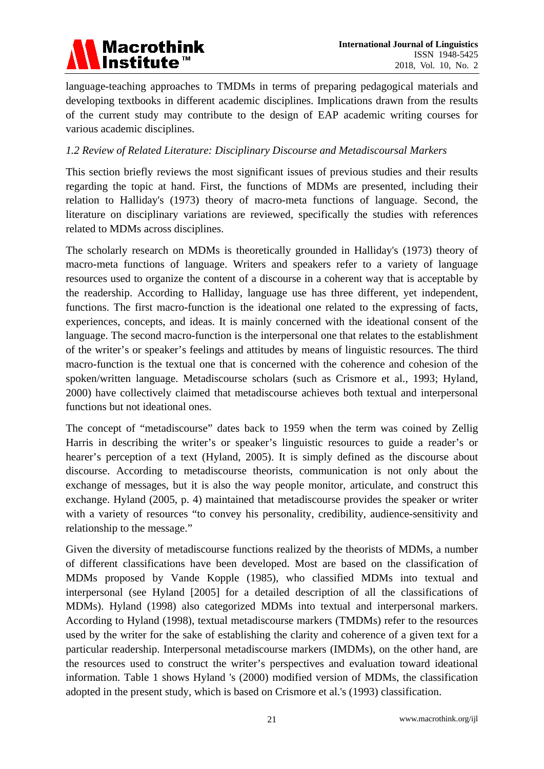language-teaching approaches to TMDMs in terms of preparing pedagogical materials and developing textbooks in different academic disciplines. Implications drawn from the results of the current study may contribute to the design of EAP academic writing courses for various academic disciplines.

### *1.2 Review of Related Literature: Disciplinary Discourse and Metadiscoursal Markers*

This section briefly reviews the most significant issues of previous studies and their results regarding the topic at hand. First, the functions of MDMs are presented, including their relation to Halliday's (1973) theory of macro-meta functions of language. Second, the literature on disciplinary variations are reviewed, specifically the studies with references related to MDMs across disciplines.

The scholarly research on MDMs is theoretically grounded in Halliday's (1973) theory of macro-meta functions of language. Writers and speakers refer to a variety of language resources used to organize the content of a discourse in a coherent way that is acceptable by the readership. According to Halliday, language use has three different, yet independent, functions. The first macro-function is the ideational one related to the expressing of facts, experiences, concepts, and ideas. It is mainly concerned with the ideational consent of the language. The second macro-function is the interpersonal one that relates to the establishment of the writer's or speaker's feelings and attitudes by means of linguistic resources. The third macro-function is the textual one that is concerned with the coherence and cohesion of the spoken/written language. Metadiscourse scholars (such as Crismore et al., 1993; Hyland, 2000) have collectively claimed that metadiscourse achieves both textual and interpersonal functions but not ideational ones.

The concept of "metadiscourse" dates back to 1959 when the term was coined by Zellig Harris in describing the writer's or speaker's linguistic resources to guide a reader's or hearer's perception of a text (Hyland, 2005). It is simply defined as the discourse about discourse. According to metadiscourse theorists, communication is not only about the exchange of messages, but it is also the way people monitor, articulate, and construct this exchange. Hyland (2005, p. 4) maintained that metadiscourse provides the speaker or writer with a variety of resources "to convey his personality, credibility, audience-sensitivity and relationship to the message."

Given the diversity of metadiscourse functions realized by the theorists of MDMs, a number of different classifications have been developed. Most are based on the classification of MDMs proposed by Vande Kopple (1985), who classified MDMs into textual and interpersonal (see Hyland [2005] for a detailed description of all the classifications of MDMs). Hyland (1998) also categorized MDMs into textual and interpersonal markers. According to Hyland (1998), textual metadiscourse markers (TMDMs) refer to the resources used by the writer for the sake of establishing the clarity and coherence of a given text for a particular readership. Interpersonal metadiscourse markers (IMDMs), on the other hand, are the resources used to construct the writer's perspectives and evaluation toward ideational information. Table 1 shows Hyland 's (2000) modified version of MDMs, the classification adopted in the present study, which is based on Crismore et al.'s (1993) classification.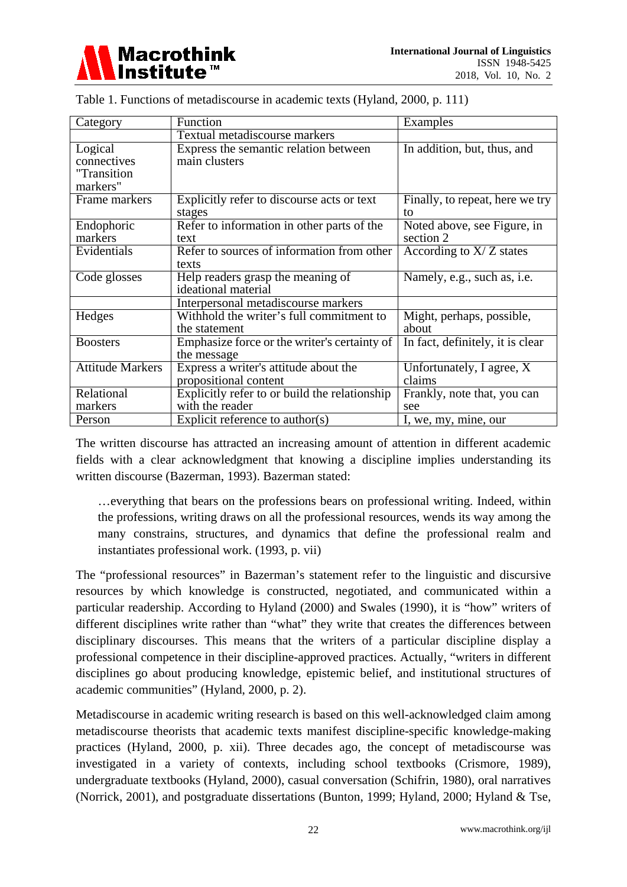Table 1. Functions of metadiscourse in academic texts (Hyland, 2000, p. 111)

| Category | Function | Examples |
|---|---|---|
| | Textual metadiscourse markers | |
| Logical connectives "Transition markers" | Express the semantic relation between main clusters | In addition, but, thus, and |
| Frame markers | Explicitly refer to discourse acts or text stages | Finally, to repeat, here we try to |
| Endophoric markers | Refer to information in other parts of the text | Noted above, see Figure, in section 2 |
| Evidentials | Refer to sources of information from other texts | According to X/ Z states |
| Code glosses | Help readers grasp the meaning of ideational material | Namely, e.g., such as, i.e. |
| | Interpersonal metadiscourse markers | |
| Hedges | Withhold the writer's full commitment to the statement | Might, perhaps, possible, about |
| Boosters | Emphasize force or the writer's certainty of the message | In fact, definitely, it is clear |
| Attitude Markers | Express a writer's attitude about the propositional content | Unfortunately, I agree, X claims |
| Relational markers | Explicitly refer to or build the relationship with the reader | Frankly, note that, you can see |
| Person | Explicit reference to author(s) | I, we, my, mine, our |

The written discourse has attracted an increasing amount of attention in different academic fields with a clear acknowledgment that knowing a discipline implies understanding its written discourse (Bazerman, 1993). Bazerman stated:

> …everything that bears on the professions bears on professional writing. Indeed, within the professions, writing draws on all the professional resources, wends its way among the many constrains, structures, and dynamics that define the professional realm and instantiates professional work. (1993, p. vii)

The "professional resources" in Bazerman's statement refer to the linguistic and discursive resources by which knowledge is constructed, negotiated, and communicated within a particular readership. According to Hyland (2000) and Swales (1990), it is "how" writers of different disciplines write rather than "what" they write that creates the differences between disciplinary discourses. This means that the writers of a particular discipline display a professional competence in their discipline-approved practices. Actually, "writers in different disciplines go about producing knowledge, epistemic belief, and institutional structures of academic communities" (Hyland, 2000, p. 2).

Metadiscourse in academic writing research is based on this well-acknowledged claim among metadiscourse theorists that academic texts manifest discipline-specific knowledge-making practices (Hyland, 2000, p. xii). Three decades ago, the concept of metadiscourse was investigated in a variety of contexts, including school textbooks (Crismore, 1989), undergraduate textbooks (Hyland, 2000), casual conversation (Schifrin, 1980), oral narratives (Norrick, 2001), and postgraduate dissertations (Bunton, 1999; Hyland, 2000; Hyland & Tse,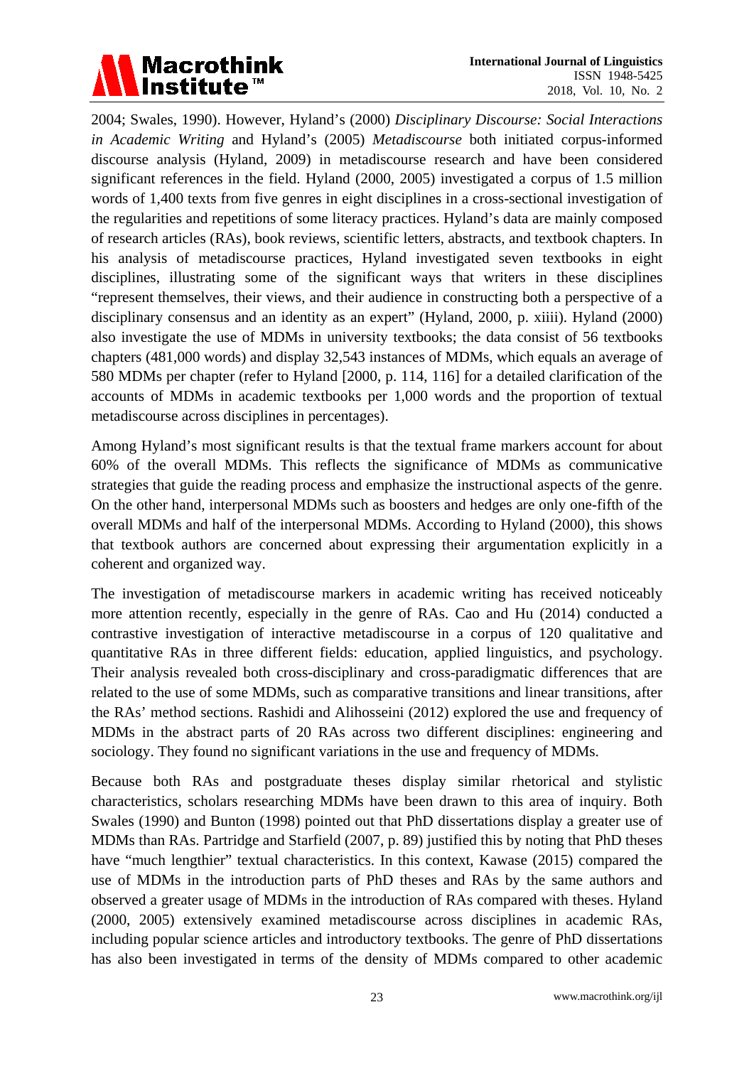2004; Swales, 1990). However, Hyland's (2000) *Disciplinary Discourse: Social Interactions in Academic Writing* and Hyland's (2005) *Metadiscourse* both initiated corpus-informed discourse analysis (Hyland, 2009) in metadiscourse research and have been considered significant references in the field. Hyland (2000, 2005) investigated a corpus of 1.5 million words of 1,400 texts from five genres in eight disciplines in a cross-sectional investigation of the regularities and repetitions of some literacy practices. Hyland's data are mainly composed of research articles (RAs), book reviews, scientific letters, abstracts, and textbook chapters. In his analysis of metadiscourse practices, Hyland investigated seven textbooks in eight disciplines, illustrating some of the significant ways that writers in these disciplines "represent themselves, their views, and their audience in constructing both a perspective of a disciplinary consensus and an identity as an expert" (Hyland, 2000, p. xiiii). Hyland (2000) also investigate the use of MDMs in university textbooks; the data consist of 56 textbooks chapters (481,000 words) and display 32,543 instances of MDMs, which equals an average of 580 MDMs per chapter (refer to Hyland [2000, p. 114, 116] for a detailed clarification of the accounts of MDMs in academic textbooks per 1,000 words and the proportion of textual metadiscourse across disciplines in percentages).

Among Hyland's most significant results is that the textual frame markers account for about 60% of the overall MDMs. This reflects the significance of MDMs as communicative strategies that guide the reading process and emphasize the instructional aspects of the genre. On the other hand, interpersonal MDMs such as boosters and hedges are only one-fifth of the overall MDMs and half of the interpersonal MDMs. According to Hyland (2000), this shows that textbook authors are concerned about expressing their argumentation explicitly in a coherent and organized way.

The investigation of metadiscourse markers in academic writing has received noticeably more attention recently, especially in the genre of RAs. Cao and Hu (2014) conducted a contrastive investigation of interactive metadiscourse in a corpus of 120 qualitative and quantitative RAs in three different fields: education, applied linguistics, and psychology. Their analysis revealed both cross-disciplinary and cross-paradigmatic differences that are related to the use of some MDMs, such as comparative transitions and linear transitions, after the RAs' method sections. Rashidi and Alihosseini (2012) explored the use and frequency of MDMs in the abstract parts of 20 RAs across two different disciplines: engineering and sociology. They found no significant variations in the use and frequency of MDMs.

Because both RAs and postgraduate theses display similar rhetorical and stylistic characteristics, scholars researching MDMs have been drawn to this area of inquiry. Both Swales (1990) and Bunton (1998) pointed out that PhD dissertations display a greater use of MDMs than RAs. Partridge and Starfield (2007, p. 89) justified this by noting that PhD theses have "much lengthier" textual characteristics. In this context, Kawase (2015) compared the use of MDMs in the introduction parts of PhD theses and RAs by the same authors and observed a greater usage of MDMs in the introduction of RAs compared with theses. Hyland (2000, 2005) extensively examined metadiscourse across disciplines in academic RAs, including popular science articles and introductory textbooks. The genre of PhD dissertations has also been investigated in terms of the density of MDMs compared to other academic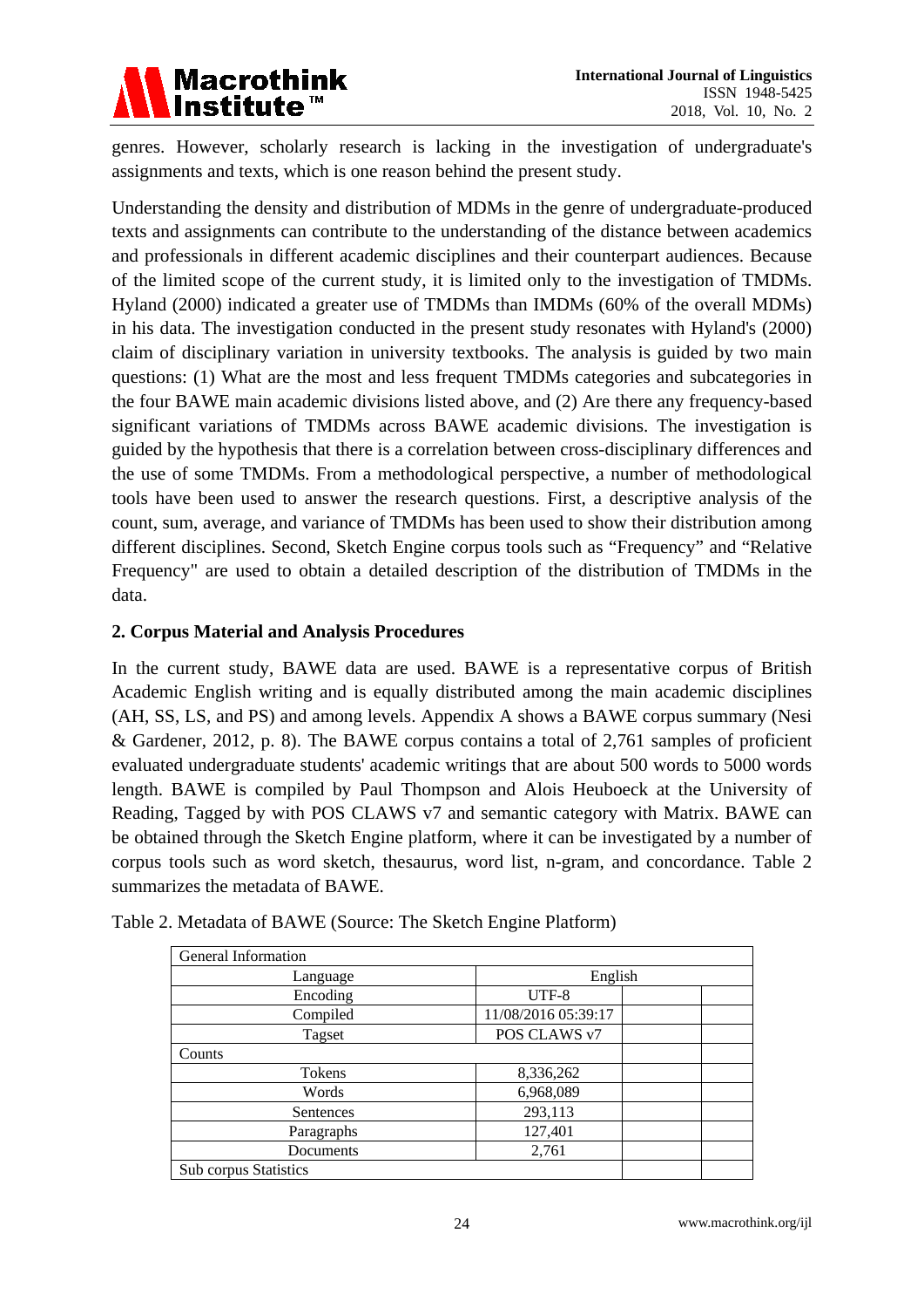genres. However, scholarly research is lacking in the investigation of undergraduate's assignments and texts, which is one reason behind the present study.

Understanding the density and distribution of MDMs in the genre of undergraduate-produced texts and assignments can contribute to the understanding of the distance between academics and professionals in different academic disciplines and their counterpart audiences. Because of the limited scope of the current study, it is limited only to the investigation of TMDMs. Hyland (2000) indicated a greater use of TMDMs than IMDMs (60% of the overall MDMs) in his data. The investigation conducted in the present study resonates with Hyland's (2000) claim of disciplinary variation in university textbooks. The analysis is guided by two main questions: (1) What are the most and less frequent TMDMs categories and subcategories in the four BAWE main academic divisions listed above, and (2) Are there any frequency-based significant variations of TMDMs across BAWE academic divisions. The investigation is guided by the hypothesis that there is a correlation between cross-disciplinary differences and the use of some TMDMs. From a methodological perspective, a number of methodological tools have been used to answer the research questions. First, a descriptive analysis of the count, sum, average, and variance of TMDMs has been used to show their distribution among different disciplines. Second, Sketch Engine corpus tools such as "Frequency" and "Relative Frequency" are used to obtain a detailed description of the distribution of TMDMs in the data.

## 2. Corpus Material and Analysis Procedures

In the current study, BAWE data are used. BAWE is a representative corpus of British Academic English writing and is equally distributed among the main academic disciplines (AH, SS, LS, and PS) and among levels. Appendix A shows a BAWE corpus summary (Nesi & Gardener, 2012, p. 8). The BAWE corpus contains a total of 2,761 samples of proficient evaluated undergraduate students' academic writings that are about 500 words to 5000 words length. BAWE is compiled by Paul Thompson and Alois Heuboeck at the University of Reading, Tagged by with POS CLAWS v7 and semantic category with Matrix. BAWE can be obtained through the Sketch Engine platform, where it can be investigated by a number of corpus tools such as word sketch, thesaurus, word list, n-gram, and concordance. Table 2 summarizes the metadata of BAWE.

Table 2. Metadata of BAWE (Source: The Sketch Engine Platform)

| General Information | | | |
|---|---|---|---|
| Language | English | | |
| Encoding | UTF-8 | | |
| Compiled | 11/08/2016 05:39:17 | | |
| Tagset | POS CLAWS v7 | | |
| Counts | | | |
| Tokens | 8,336,262 | | |
| Words | 6,968,089 | | |
| Sentences | 293,113 | | |
| Paragraphs | 127,401 | | |
| Documents | 2,761 | | |
| Sub corpus Statistics | | | |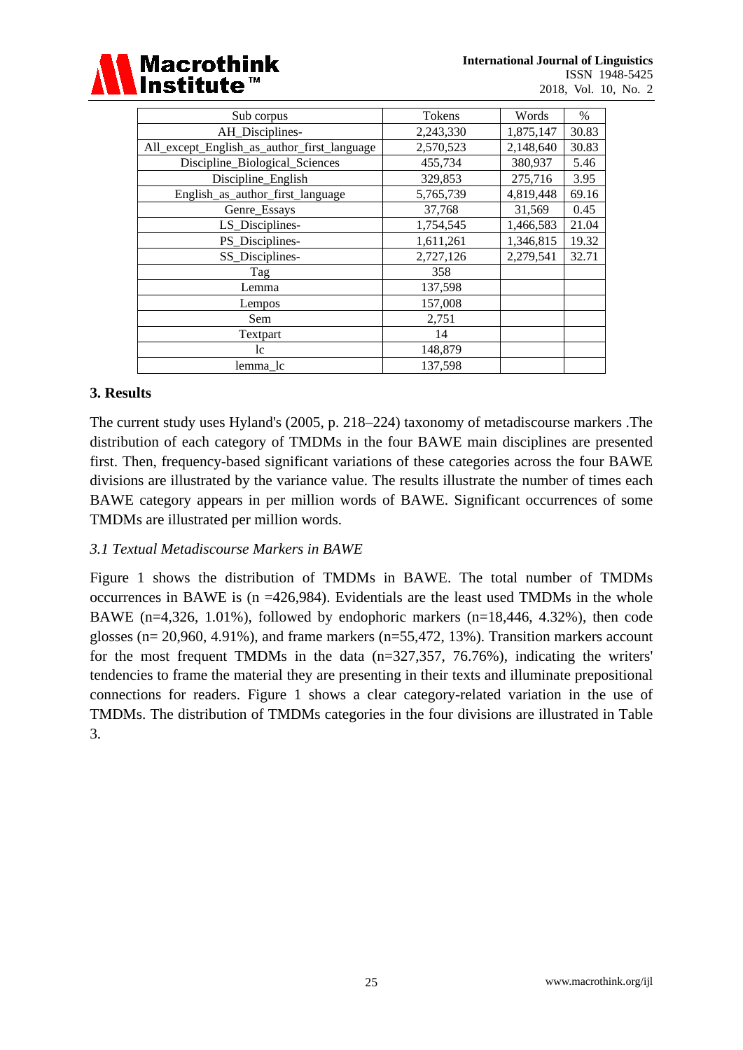| Sub corpus | Tokens | Words | % |
|---|---|---|---|
| AH_Disciplines- | 2,243,330 | 1,875,147 | 30.83 |
| All_except_English_as_author_first_language | 2,570,523 | 2,148,640 | 30.83 |
| Discipline_Biological_Sciences | 455,734 | 380,937 | 5.46 |
| Discipline_English | 329,853 | 275,716 | 3.95 |
| English_as_author_first_language | 5,765,739 | 4,819,448 | 69.16 |
| Genre_Essays | 37,768 | 31,569 | 0.45 |
| LS_Disciplines- | 1,754,545 | 1,466,583 | 21.04 |
| PS_Disciplines- | 1,611,261 | 1,346,815 | 19.32 |
| SS_Disciplines- | 2,727,126 | 2,279,541 | 32.71 |
| Tag | 358 | | |
| Lemma | 137,598 | | |
| Lempos | 157,008 | | |
| Sem | 2,751 | | |
| Textpart | 14 | | |
| lc | 148,879 | | |
| lemma_lc | 137,598 | | |

## 3. Results

The current study uses Hyland's (2005, p. 218–224) taxonomy of metadiscourse markers .The distribution of each category of TMDMs in the four BAWE main disciplines are presented first. Then, frequency-based significant variations of these categories across the four BAWE divisions are illustrated by the variance value. The results illustrate the number of times each BAWE category appears in per million words of BAWE. Significant occurrences of some TMDMs are illustrated per million words.

### *3.1 Textual Metadiscourse Markers in BAWE*

Figure 1 shows the distribution of TMDMs in BAWE. The total number of TMDMs occurrences in BAWE is (n =426,984). Evidentials are the least used TMDMs in the whole BAWE (n=4,326, 1.01%), followed by endophoric markers (n=18,446, 4.32%), then code glosses (n= 20,960, 4.91%), and frame markers (n=55,472, 13%). Transition markers account for the most frequent TMDMs in the data (n=327,357, 76.76%), indicating the writers' tendencies to frame the material they are presenting in their texts and illuminate prepositional connections for readers. Figure 1 shows a clear category-related variation in the use of TMDMs. The distribution of TMDMs categories in the four divisions are illustrated in Table 3.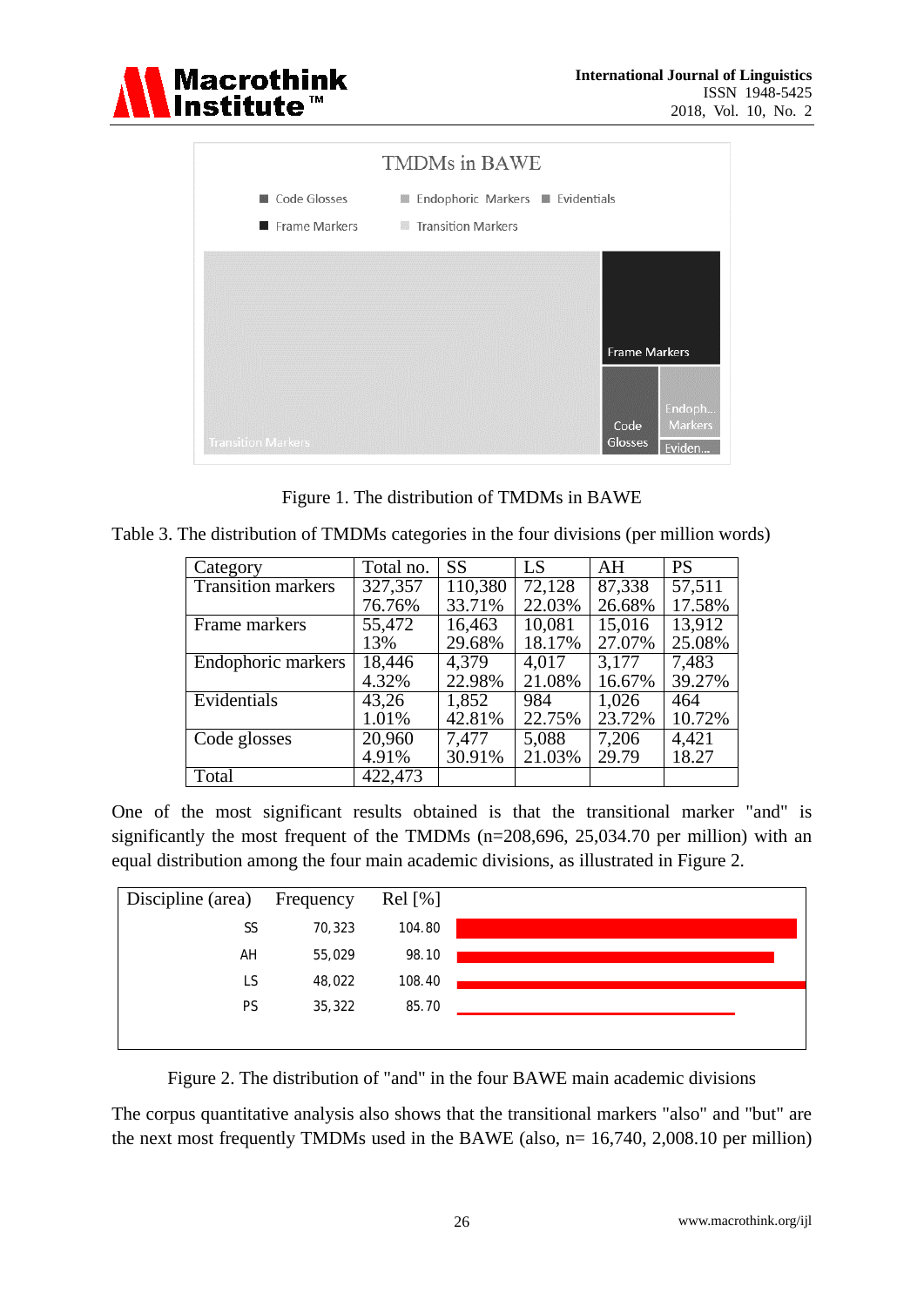Figure 1. The distribution of TMDMs in BAWE

Table 3. The distribution of TMDMs categories in the four divisions (per million words)

| Category | Total no. | SS | LS | AH | PS |
|---|---|---|---|---|---|
| Transition markers | 327,357<br>76.76% | 110,380<br>33.71% | 72,128<br>22.03% | 87,338<br>26.68% | 57,511<br>17.58% |
| Frame markers | 55,472<br>13% | 16,463<br>29.68% | 10,081<br>18.17% | 15,016<br>27.07% | 13,912<br>25.08% |
| Endophoric markers | 18,446<br>4.32% | 4,379<br>22.98% | 4,017<br>21.08% | 3,177<br>16.67% | 7,483<br>39.27% |
| Evidentials | 43,26<br>1.01% | 1,852<br>42.81% | 984<br>22.75% | 1,026<br>23.72% | 464<br>10.72% |
| Code glosses | 20,960<br>4.91% | 7,477<br>30.91% | 5,088<br>21.03% | 7,206<br>29.79 | 4,421<br>18.27 |
| Total | 422,473 | | | | |

One of the most significant results obtained is that the transitional marker "and" is significantly the most frequent of the TMDMs (n=208,696, 25,034.70 per million) with an equal distribution among the four main academic divisions, as illustrated in Figure 2.

| Discipline (area) | Frequency | Rel [%] |
|---|---|---|
| SS | 70,323 | 104.80 |
| AH | 55,029 | 98.10 |
| LS | 48,022 | 108.40 |
| PS | 35,322 | 85.70 |

Figure 2. The distribution of "and" in the four BAWE main academic divisions

The corpus quantitative analysis also shows that the transitional markers "also" and "but" are the next most frequently TMDMs used in the BAWE (also, n= 16,740, 2,008.10 per million)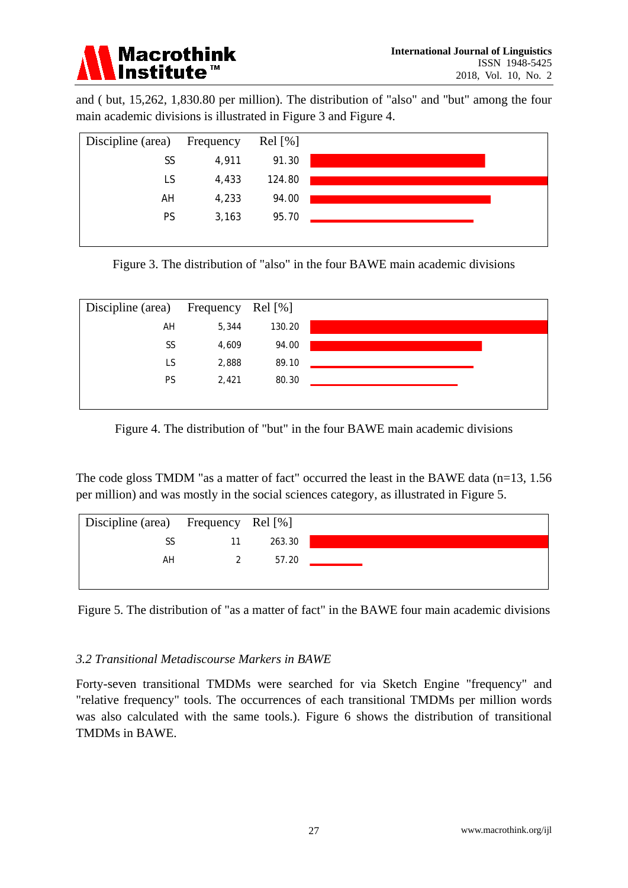and ( but, 15,262, 1,830.80 per million). The distribution of "also" and "but" among the four main academic divisions is illustrated in Figure 3 and Figure 4.

| Discipline (area) | Frequency | Rel [%] |
|---|---|---|
| SS | 4,911 | 91.30 |
| LS | 4,433 | 124.80 |
| AH | 4,233 | 94.00 |
| PS | 3,163 | 95.70 |

Figure 3. The distribution of "also" in the four BAWE main academic divisions

| Discipline (area) | Frequency | Rel [%] |
|---|---|---|
| AH | 5,344 | 130.20 |
| SS | 4,609 | 94.00 |
| LS | 2,888 | 89.10 |
| PS | 2,421 | 80.30 |

Figure 4. The distribution of "but" in the four BAWE main academic divisions

The code gloss TMDM "as a matter of fact" occurred the least in the BAWE data (n=13, 1.56 per million) and was mostly in the social sciences category, as illustrated in Figure 5.

| Discipline (area) | Frequency | Rel [%] |
|---|---|---|
| SS | 11 | 263.30 |
| AH | 2 | 57.20 |

Figure 5. The distribution of "as a matter of fact" in the BAWE four main academic divisions

### *3.2 Transitional Metadiscourse Markers in BAWE*

Forty-seven transitional TMDMs were searched for via Sketch Engine "frequency" and "relative frequency" tools. The occurrences of each transitional TMDM per million words was also calculated with the same tools.). Figure 6 shows the distribution of transitional TMDMs in BAWE.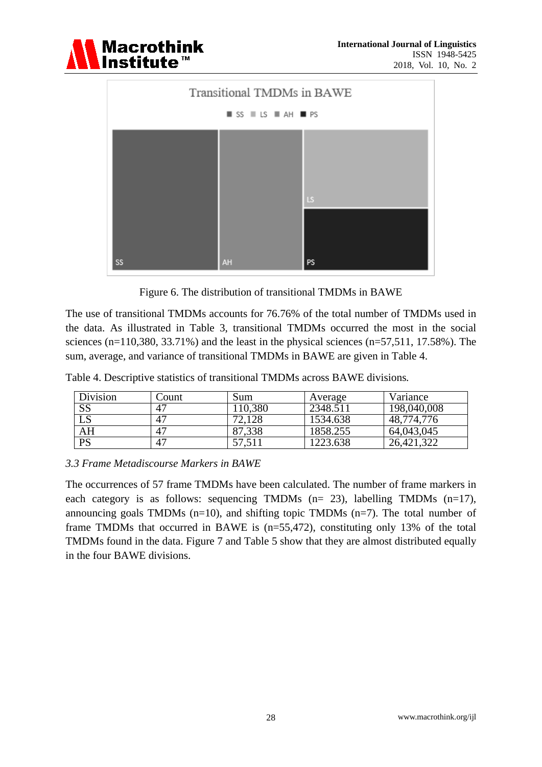Figure 6. The distribution of transitional TMDMs in BAWE

The use of transitional TMDMs accounts for 76.76% of the total number of TMDMs used in the data. As illustrated in Table 3, transitional TMDMs occurred the most in the social sciences (n=110,380, 33.71%) and the least in the physical sciences (n=57,511, 17.58%). The sum, average, and variance of transitional TMDMs in BAWE are given in Table 4.

Table 4. Descriptive statistics of transitional TMDMs across BAWE divisions.

| Division | Count | Sum | Average | Variance |
|---|---|---|---|---|
| SS | 47 | 110,380 | 2348.511 | 198,040,008 |
| LS | 47 | 72,128 | 1534.638 | 48,774,776 |
| AH | 47 | 87,338 | 1858.255 | 64,043,045 |
| PS | 47 | 57,511 | 1223.638 | 26,421,322 |

### *3.3 Frame Metadiscourse Markers in BAWE*

The occurrences of 57 frame TMDMs have been calculated. The number of frame markers in each category is as follows: sequencing TMDMs (n= 23), labelling TMDMs (n=17), announcing goals TMDMs (n=10), and shifting topic TMDMs (n=7). The total number of frame TMDMs that occurred in BAWE is (n=55,472), constituting only 13% of the total TMDMs found in the data. Figure 7 and Table 5 show that they are almost distributed equally in the four BAWE divisions.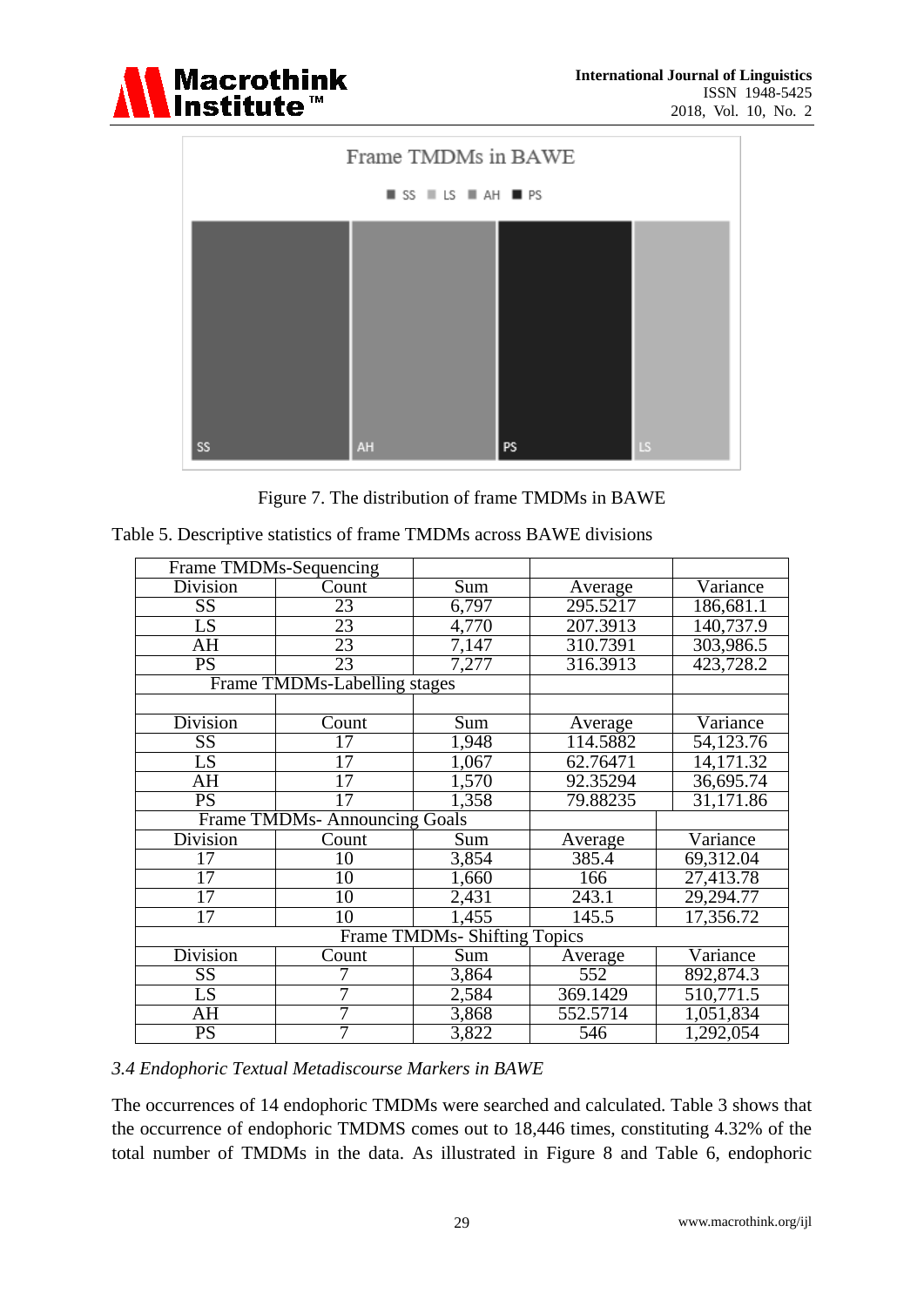Frame TMDMs in BAWE

SS LS AH PS

Figure 7. The distribution of frame TMDMs in BAWE

Table 5. Descriptive statistics of frame TMDMs across BAWE divisions

| Frame TMDMs-Sequencing | | | | |
|---|---|---|---|---|
| Division | Count | Sum | Average | Variance |
| SS | 23 | 6,797 | 295.5217 | 186,681.1 |
| LS | 23 | 4,770 | 207.3913 | 140,737.9 |
| AH | 23 | 7,147 | 310.7391 | 303,986.5 |
| PS | 23 | 7,277 | 316.3913 | 423,728.2 |
| Frame TMDMs-Labelling stages | | | | |
| | | | | |
| Division | Count | Sum | Average | Variance |
| SS | 17 | 1,948 | 114.5882 | 54,123.76 |
| LS | 17 | 1,067 | 62.76471 | 14,171.32 |
| AH | 17 | 1,570 | 92.35294 | 36,695.74 |
| PS | 17 | 1,358 | 79.88235 | 31,171.86 |
| Frame TMDMs- Announcing Goals | | | | |
| Division | Count | Sum | Average | Variance |
| 17 | 10 | 3,854 | 385.4 | 69,312.04 |
| 17 | 10 | 1,660 | 166 | 27,413.78 |
| 17 | 10 | 2,431 | 243.1 | 29,294.77 |
| 17 | 10 | 1,455 | 145.5 | 17,356.72 |
| Frame TMDMs- Shifting Topics | | | | |
| Division | Count | Sum | Average | Variance |
| SS | 7 | 3,864 | 552 | 892,874.3 |
| LS | 7 | 2,584 | 369.1429 | 510,771.5 |
| AH | 7 | 3,868 | 552.5714 | 1,051,834 |
| PS | 7 | 3,822 | 546 | 1,292,054 |

### *3.4 Endophoric Textual Metadiscourse Markers in BAWE*

The occurrences of 14 endophoric TMDMs were searched and calculated. Table 3 shows that the occurrence of endophoric TMDMS comes out to 18,446 times, constituting 4.32% of the total number of TMDMs in the data. As illustrated in Figure 8 and Table 6, endophoric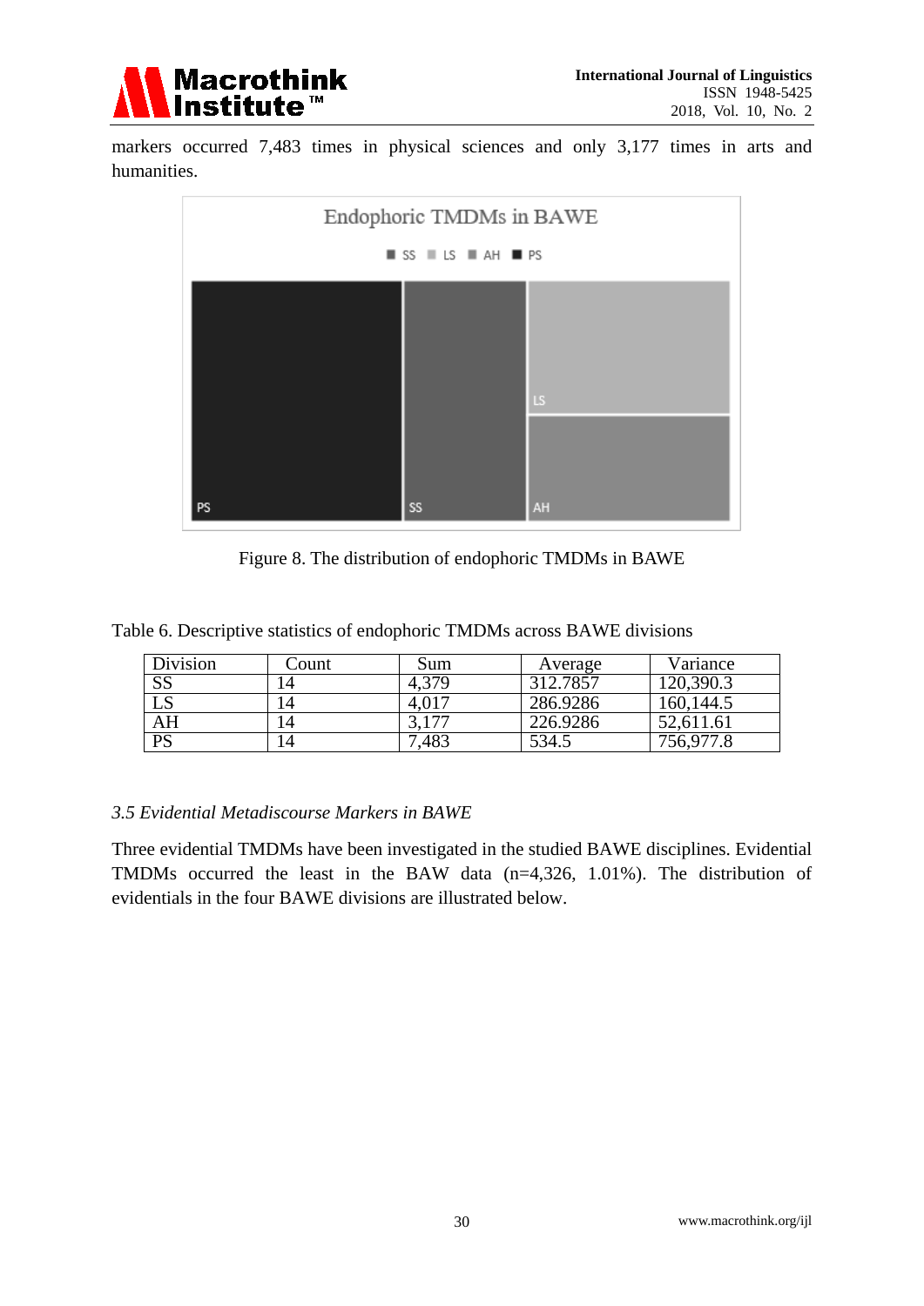markers occurred 7,483 times in physical sciences and only 3,177 times in arts and humanities.

Figure 8. The distribution of endophoric TMDMs in BAWE

Table 6. Descriptive statistics of endophoric TMDMs across BAWE divisions

| Division | Count | Sum | Average | Variance |
|---|---|---|---|---|
| SS | 14 | 4,379 | 312.7857 | 120,390.3 |
| LS | 14 | 4,017 | 286.9286 | 160,144.5 |
| AH | 14 | 3,177 | 226.9286 | 52,611.61 |
| PS | 14 | 7,483 | 534.5 | 756,977.8 |

### *3.5 Evidential Metadiscourse Markers in BAWE*

Three evidential TMDMs have been investigated in the studied BAWE disciplines. Evidential TMDMs occurred the least in the BAW data (n=4,326, 1.01%). The distribution of evidentials in the four BAWE divisions are illustrated below.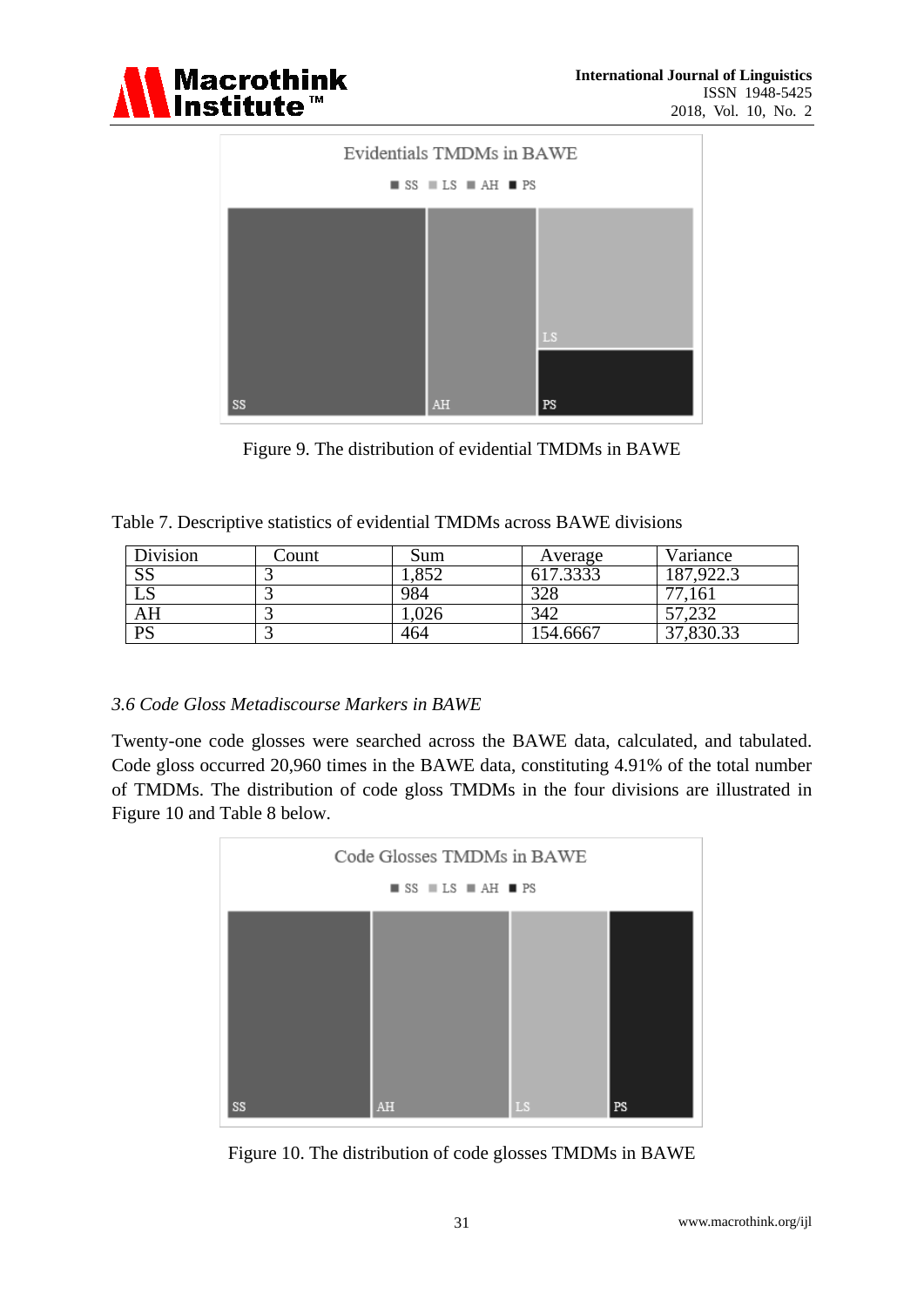Figure 9. The distribution of evidential TMDMs in BAWE

Table 7. Descriptive statistics of evidential TMDMs across BAWE divisions

| Division | Count | Sum | Average | Variance |
|---|---|---|---|---|
| SS | 3 | 1,852 | 617.3333 | 187,922.3 |
| LS | 3 | 984 | 328 | 77,161 |
| AH | 3 | 1,026 | 342 | 57,232 |
| PS | 3 | 464 | 154.6667 | 37,830.33 |

### *3.6 Code Gloss Metadiscourse Markers in BAWE*

Twenty-one code glosses were searched across the BAWE data, calculated, and tabulated. Code gloss occurred 20,960 times in the BAWE data, constituting 4.91% of the total number of TMDMs. The distribution of code gloss TMDMs in the four divisions are illustrated in Figure 10 and Table 8 below.

Figure 10. The distribution of code glosses TMDMs in BAWE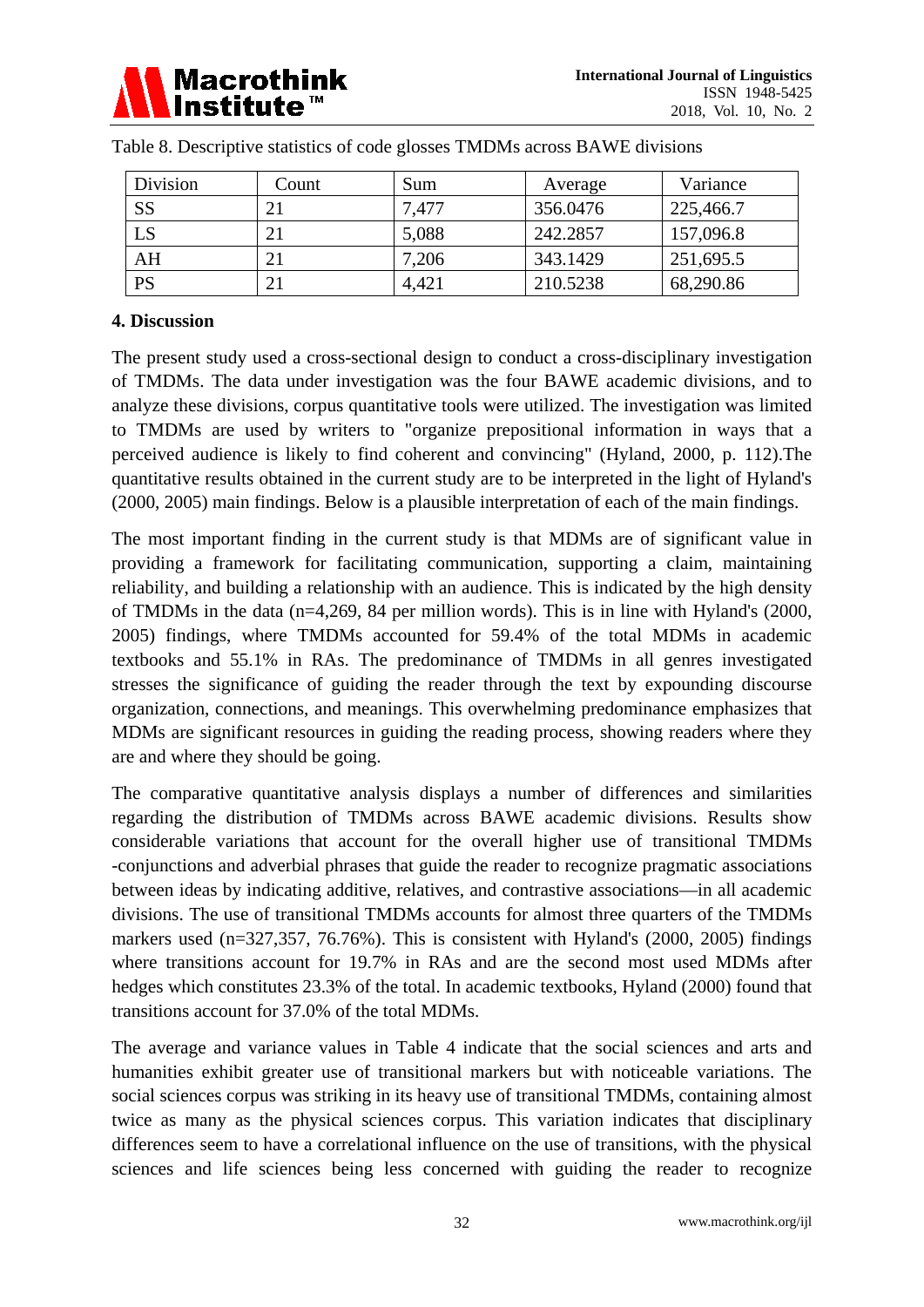Table 8. Descriptive statistics of code glosses TMDMs across BAWE divisions

| Division | Count | Sum | Average | Variance |
|---|---|---|---|---|
| SS | 21 | 7,477 | 356.0476 | 225,466.7 |
| LS | 21 | 5,088 | 242.2857 | 157,096.8 |
| AH | 21 | 7,206 | 343.1429 | 251,695.5 |
| PS | 21 | 4,421 | 210.5238 | 68,290.86 |

## 4. Discussion

The present study used a cross-sectional design to conduct a cross-disciplinary investigation of TMDMs. The data under investigation was the four BAWE academic divisions, and to analyze these divisions, corpus quantitative tools were utilized. The investigation was limited to TMDMs are used by writers to "organize prepositional information in ways that a perceived audience is likely to find coherent and convincing" (Hyland, 2000, p. 112).The quantitative results obtained in the current study are to be interpreted in the light of Hyland's (2000, 2005) main findings. Below is a plausible interpretation of each of the main findings.

The most important finding in the current study is that MDMs are of significant value in providing a framework for facilitating communication, supporting a claim, maintaining reliability, and building a relationship with an audience. This is indicated by the high density of TMDMs in the data (n=4,269, 84 per million words). This is in line with Hyland's (2000, 2005) findings, where TMDMs accounted for 59.4% of the total MDMs in academic textbooks and 55.1% in RAs. The predominance of TMDMs in all genres investigated stresses the significance of guiding the reader through the text by expounding discourse organization, connections, and meanings. This overwhelming predominance emphasizes that MDMs are significant resources in guiding the reading process, showing readers where they are and where they should be going.

The comparative quantitative analysis displays a number of differences and similarities regarding the distribution of TMDMs across BAWE academic divisions. Results show considerable variations that account for the overall higher use of transitional TMDMs -conjunctions and adverbial phrases that guide the reader to recognize pragmatic associations between ideas by indicating additive, relatives, and contrastive associations—in all academic divisions. The use of transitional TMDMs accounts for almost three quarters of the TMDMs markers used (n=327,357, 76.76%). This is consistent with Hyland's (2000, 2005) findings where transitions account for 19.7% in RAs and are the second most used MDMs after hedges which constitutes 23.3% of the total. In academic textbooks, Hyland (2000) found that transitions account for 37.0% of the total MDMs.

The average and variance values in Table 4 indicate that the social sciences and arts and humanities exhibit greater use of transitional markers but with noticeable variations. The social sciences corpus was striking in its heavy use of transitional TMDMs, containing almost twice as many as the physical sciences corpus. This variation indicates that disciplinary differences seem to have a correlational influence on the use of transitions, with the physical sciences and life sciences being less concerned with guiding the reader to recognize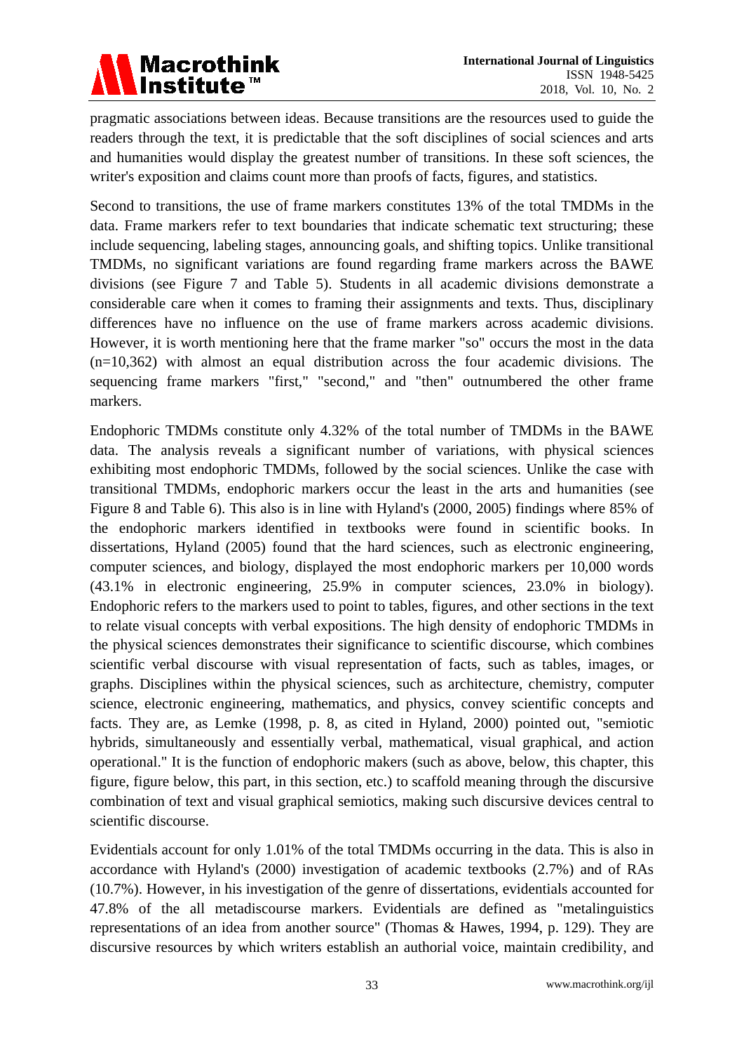pragmatic associations between ideas. Because transitions are the resources used to guide the readers through the text, it is predictable that the soft disciplines of social sciences and arts and humanities would display the greatest number of transitions. In these soft sciences, the writer's exposition and claims count more than proofs of facts, figures, and statistics.

Second to transitions, the use of frame markers constitutes 13% of the total TMDMs in the data. Frame markers refer to text boundaries that indicate schematic text structuring; these include sequencing, labeling stages, announcing goals, and shifting topics. Unlike transitional TMDMs, no significant variations are found regarding frame markers across the BAWE divisions (see Figure 7 and Table 5). Students in all academic divisions demonstrate a considerable care when it comes to framing their assignments and texts. Thus, disciplinary differences have no influence on the use of frame markers across academic divisions. However, it is worth mentioning here that the frame marker "so" occurs the most in the data (n=10,362) with almost an equal distribution across the four academic divisions. The sequencing frame markers "first," "second," and "then" outnumbered the other frame markers.

Endophoric TMDMs constitute only 4.32% of the total number of TMDMs in the BAWE data. The analysis reveals a significant number of variations, with physical sciences exhibiting most endophoric TMDMs, followed by the social sciences. Unlike the case with transitional TMDMs, endophoric markers occur the least in the arts and humanities (see Figure 8 and Table 6). This also is in line with Hyland's (2000, 2005) findings where 85% of the endophoric markers identified in textbooks were found in scientific books. In dissertations, Hyland (2005) found that the hard sciences, such as electronic engineering, computer sciences, and biology, displayed the most endophoric markers per 10,000 words (43.1% in electronic engineering, 25.9% in computer sciences, 23.0% in biology). Endophoric refers to the markers used to point to tables, figures, and other sections in the text to relate visual concepts with verbal expositions. The high density of endophoric TMDMs in the physical sciences demonstrates their significance to scientific discourse, which combines scientific verbal discourse with visual representation of facts, such as tables, images, or graphs. Disciplines within the physical sciences, such as architecture, chemistry, computer science, electronic engineering, mathematics, and physics, convey scientific concepts and facts. They are, as Lemke (1998, p. 8, as cited in Hyland, 2000) pointed out, "semiotic hybrids, simultaneously and essentially verbal, mathematical, visual graphical, and action operational." It is the function of endophoric makers (such as above, below, this chapter, this figure, figure below, this part, in this section, etc.) to scaffold meaning through the discursive combination of text and visual graphical semiotics, making such discursive devices central to scientific discourse.

Evidentials account for only 1.01% of the total TMDMs occurring in the data. This is also in accordance with Hyland's (2000) investigation of academic textbooks (2.7%) and of RAs (10.7%). However, in his investigation of the genre of dissertations, evidentials accounted for 47.8% of the all metadiscourse markers. Evidentials are defined as "metalinguistics representations of an idea from another source" (Thomas & Hawes, 1994, p. 129). They are discursive resources by which writers establish an authorial voice, maintain credibility, and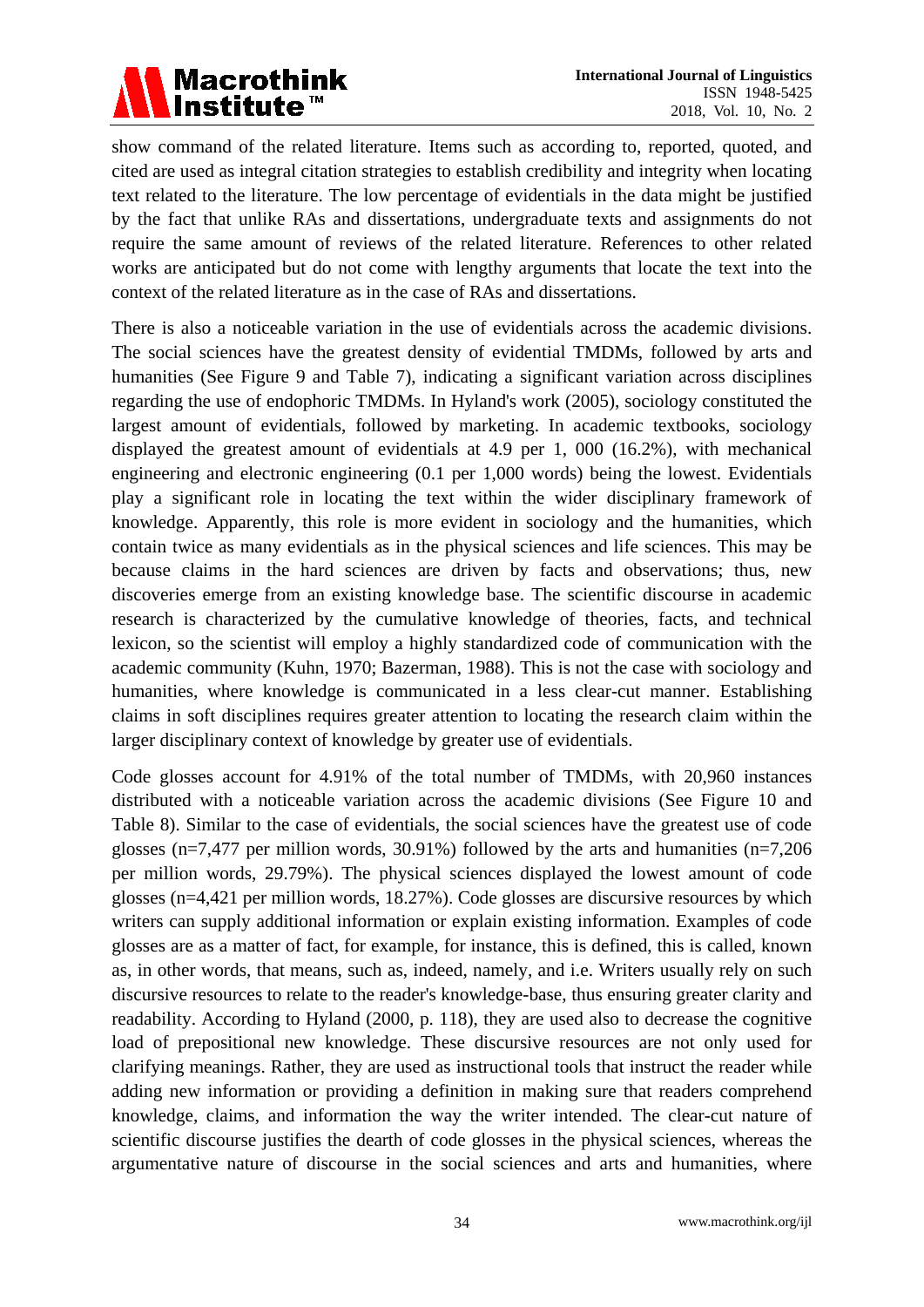show command of the related literature. Items such as according to, reported, quoted, and cited are used as integral citation strategies to establish credibility and integrity when locating text related to the literature. The low percentage of evidentials in the data might be justified by the fact that unlike RAs and dissertations, undergraduate texts and assignments do not require the same amount of reviews of the related literature. References to other related works are anticipated but do not come with lengthy arguments that locate the text into the context of the related literature as in the case of RAs and dissertations.

There is also a noticeable variation in the use of evidentials across the academic divisions. The social sciences have the greatest density of evidential TMDMs, followed by arts and humanities (See Figure 9 and Table 7), indicating a significant variation across disciplines regarding the use of endophoric TMDMs. In Hyland's work (2005), sociology constituted the largest amount of evidentials, followed by marketing. In academic textbooks, sociology displayed the greatest amount of evidentials at 4.9 per 1, 000 (16.2%), with mechanical engineering and electronic engineering (0.1 per 1,000 words) being the lowest. Evidentials play a significant role in locating the text within the wider disciplinary framework of knowledge. Apparently, this role is more evident in sociology and the humanities, which contain twice as many evidentials as in the physical sciences and life sciences. This may be because claims in the hard sciences are driven by facts and observations; thus, new discoveries emerge from an existing knowledge base. The scientific discourse in academic research is characterized by the cumulative knowledge of theories, facts, and technical lexicon, so the scientist will employ a highly standardized code of communication with the academic community (Kuhn, 1970; Bazerman, 1988). This is not the case with sociology and humanities, where knowledge is communicated in a less clear-cut manner. Establishing claims in soft disciplines requires greater attention to locating the research claim within the larger disciplinary context of knowledge by greater use of evidentials.

Code glosses account for 4.91% of the total number of TMDMs, with 20,960 instances distributed with a noticeable variation across the academic divisions (See Figure 10 and Table 8). Similar to the case of evidentials, the social sciences have the greatest use of code glosses (n=7,477 per million words, 30.91%) followed by the arts and humanities (n=7,206 per million words, 29.79%). The physical sciences displayed the lowest amount of code glosses (n=4,421 per million words, 18.27%). Code glosses are discursive resources by which writers can supply additional information or explain existing information. Examples of code glosses are as a matter of fact, for example, for instance, this is defined, this is called, known as, in other words, that means, such as, indeed, namely, and i.e. Writers usually rely on such discursive resources to relate to the reader's knowledge-base, thus ensuring greater clarity and readability. According to Hyland (2000, p. 118), they are used also to decrease the cognitive load of prepositional new knowledge. These discursive resources are not only used for clarifying meanings. Rather, they are used as instructional tools that instruct the reader while adding new information or providing a definition in making sure that readers comprehend knowledge, claims, and information the way the writer intended. The clear-cut nature of scientific discourse justifies the dearth of code glosses in the physical sciences, whereas the argumentative nature of discourse in the social sciences and arts and humanities, where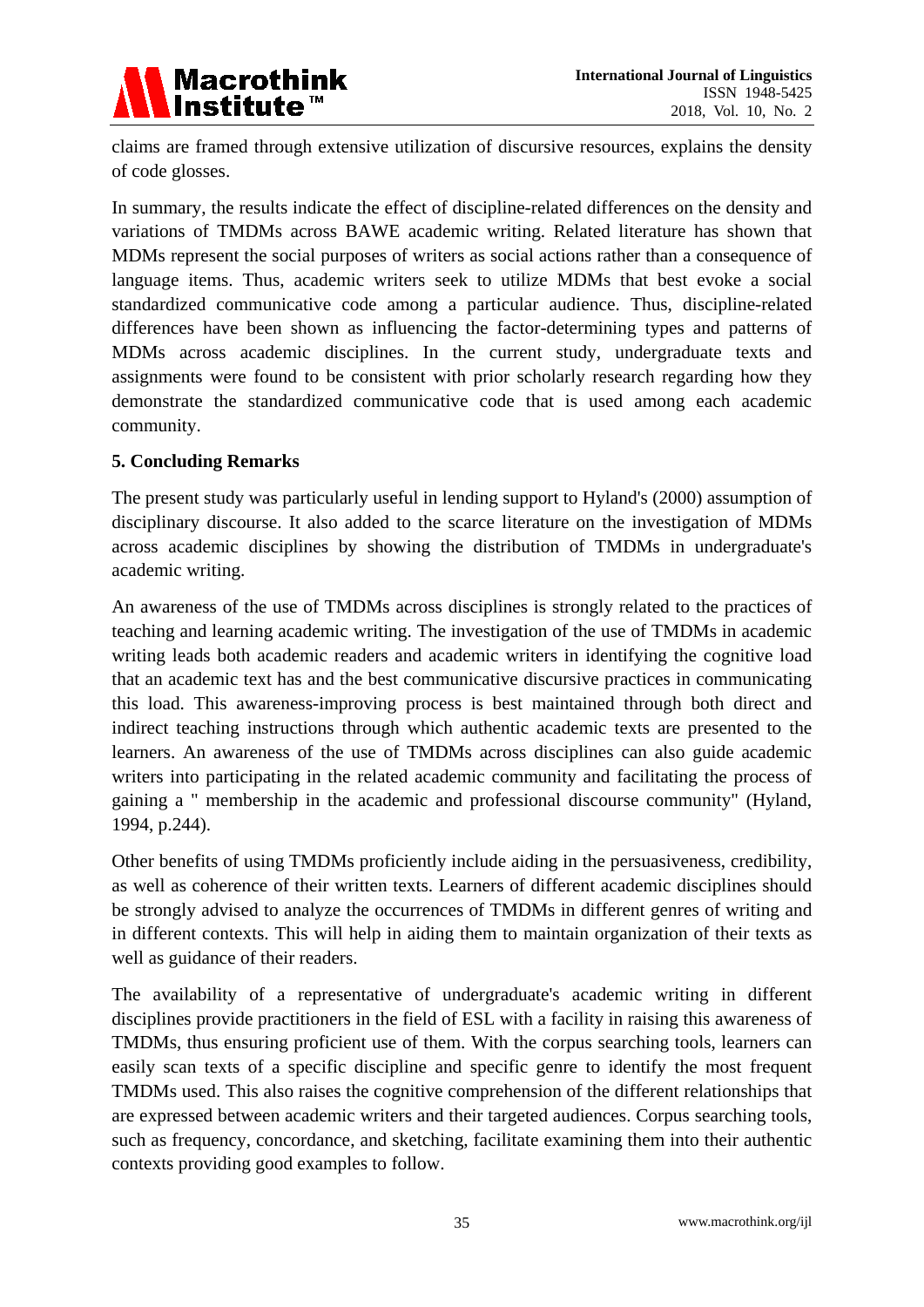claims are framed through extensive utilization of discursive resources, explains the density of code glosses.

In summary, the results indicate the effect of discipline-related differences on the density and variations of TMDMs across BAWE academic writing. Related literature has shown that MDMs represent the social purposes of writers as social actions rather than a consequence of language items. Thus, academic writers seek to utilize MDMs that best evoke a social standardized communicative code among a particular audience. Thus, discipline-related differences have been shown as influencing the factor-determining types and patterns of MDMs across academic disciplines. In the current study, undergraduate texts and assignments were found to be consistent with prior scholarly research regarding how they demonstrate the standardized communicative code that is used among each academic community.

## 5. Concluding Remarks

The present study was particularly useful in lending support to Hyland's (2000) assumption of disciplinary discourse. It also added to the scarce literature on the investigation of MDMs across academic disciplines by showing the distribution of TMDMs in undergraduate's academic writing.

An awareness of the use of TMDMs across disciplines is strongly related to the practices of teaching and learning academic writing. The investigation of the use of TMDMs in academic writing leads both academic readers and academic writers in identifying the cognitive load that an academic text has and the best communicative discursive practices in communicating this load. This awareness-improving process is best maintained through both direct and indirect teaching instructions through which authentic academic texts are presented to the learners. An awareness of the use of TMDMs across disciplines can also guide academic writers into participating in the related academic community and facilitating the process of gaining a " membership in the academic and professional discourse community" (Hyland, 1994, p.244).

Other benefits of using TMDMs proficiently include aiding in the persuasiveness, credibility, as well as coherence of their written texts. Learners of different academic disciplines should be strongly advised to analyze the occurrences of TMDMs in different genres of writing and in different contexts. This will help in aiding them to maintain organization of their texts as well as guidance of their readers.

The availability of a representative of undergraduate's academic writing in different disciplines provide practitioners in the field of ESL with a facility in raising this awareness of TMDMs, thus ensuring proficient use of them. With the corpus searching tools, learners can easily scan texts of a specific discipline and specific genre to identify the most frequent TMDMs used. This also raises the cognitive comprehension of the different relationships that are expressed between academic writers and their targeted audiences. Corpus searching tools, such as frequency, concordance, and sketching, facilitate examining them into their authentic contexts providing good examples to follow.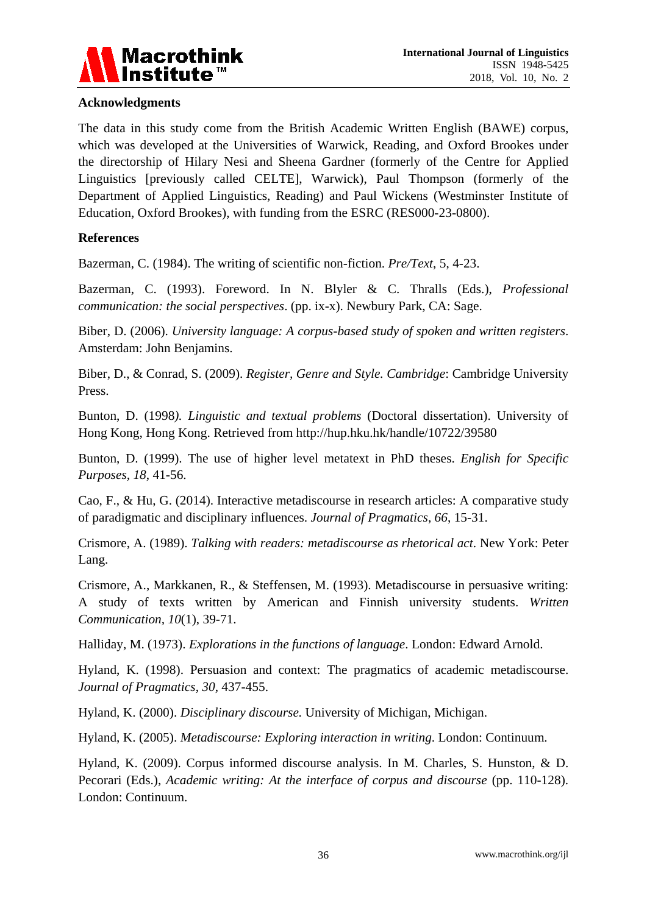## Acknowledgments

The data in this study come from the British Academic Written English (BAWE) corpus, which was developed at the Universities of Warwick, Reading, and Oxford Brookes under the directorship of Hilary Nesi and Sheena Gardner (formerly of the Centre for Applied Linguistics [previously called CELTE], Warwick), Paul Thompson (formerly of the Department of Applied Linguistics, Reading) and Paul Wickens (Westminster Institute of Education, Oxford Brookes), with funding from the ESRC (RES000-23-0800).

## References

Bazerman, C. (1984). The writing of scientific non-fiction. *Pre/Text*, 5, 4-23.

Bazerman, C. (1993). Foreword. In N. Blyler & C. Thralls (Eds.), *Professional communication: the social perspectives*. (pp. ix-x). Newbury Park, CA: Sage.

Biber, D. (2006). *University language: A corpus-based study of spoken and written registers*. Amsterdam: John Benjamins.

Biber, D., & Conrad, S. (2009). *Register, Genre and Style. Cambridge*: Cambridge University Press.

Bunton, D. (1998*). Linguistic and textual problems* (Doctoral dissertation). University of Hong Kong, Hong Kong. Retrieved from http://hup.hku.hk/handle/10722/39580

Bunton, D. (1999). The use of higher level metatext in PhD theses. *English for Specific Purposes*, *18*, 41-56.

Cao, F., & Hu, G. (2014). Interactive metadiscourse in research articles: A comparative study of paradigmatic and disciplinary influences. *Journal of Pragmatics*, *66*, 15-31.

Crismore, A. (1989). *Talking with readers: metadiscourse as rhetorical act*. New York: Peter Lang.

Crismore, A., Markkanen, R., & Steffensen, M. (1993). Metadiscourse in persuasive writing: A study of texts written by American and Finnish university students. *Written Communication*, *10*(1), 39-71.

Halliday, M. (1973). *Explorations in the functions of language*. London: Edward Arnold.

Hyland, K. (1998). Persuasion and context: The pragmatics of academic metadiscourse. *Journal of Pragmatics*, *30*, 437-455.

Hyland, K. (2000). *Disciplinary discourse.* University of Michigan, Michigan.

Hyland, K. (2005). *Metadiscourse: Exploring interaction in writing*. London: Continuum.

Hyland, K. (2009). Corpus informed discourse analysis. In M. Charles, S. Hunston, & D. Pecorari (Eds.), *Academic writing: At the interface of corpus and discourse* (pp. 110-128). London: Continuum.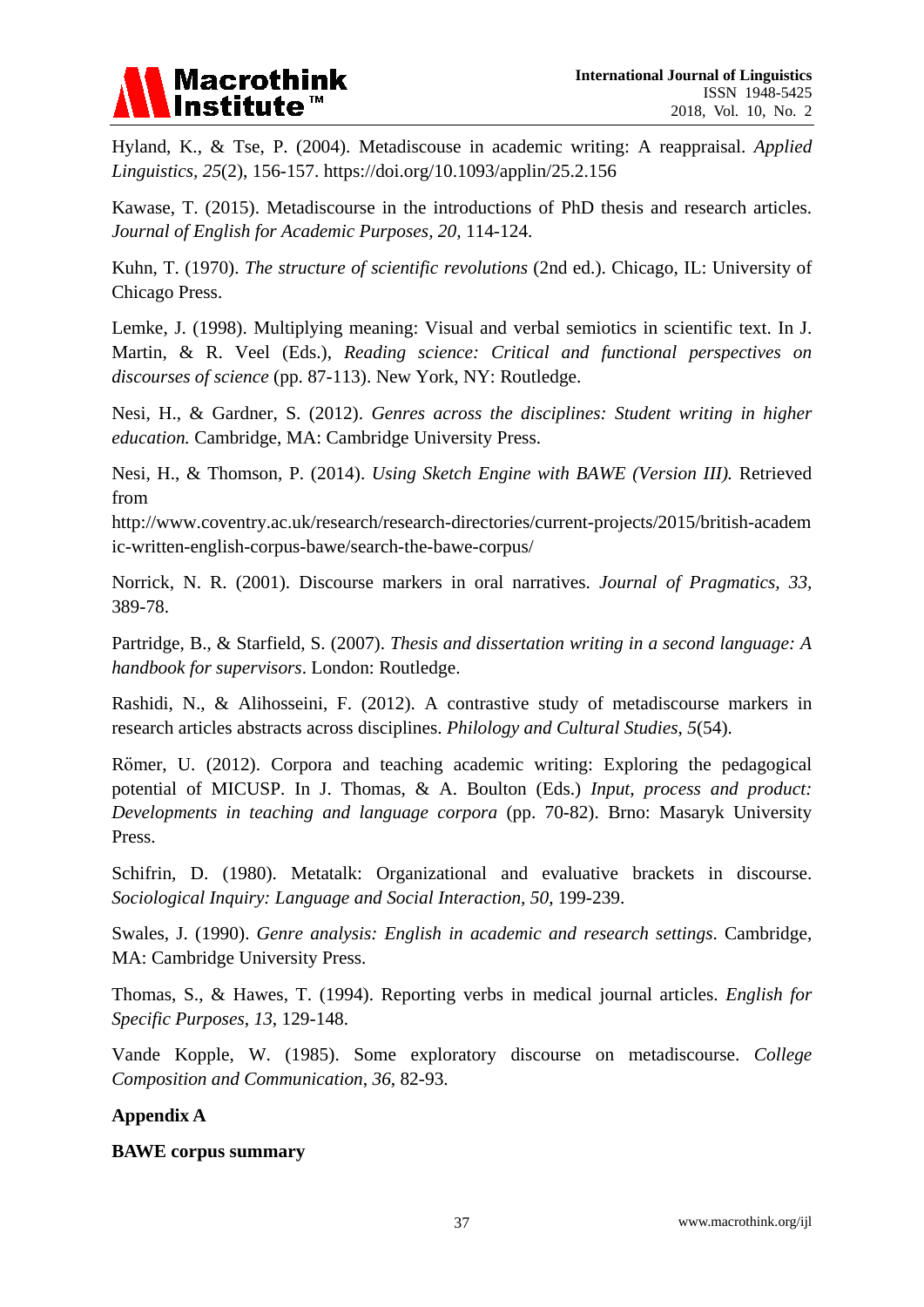Hyland, K., & Tse, P. (2004). Metadiscouse in academic writing: A reappraisal. *Applied Linguistics, 25*(2), 156-157. https://doi.org/10.1093/applin/25.2.156

Kawase, T. (2015). Metadiscourse in the introductions of PhD thesis and research articles. *Journal of English for Academic Purposes, 20,* 114-124.

Kuhn, T. (1970). *The structure of scientific revolutions* (2nd ed.). Chicago, IL: University of Chicago Press.

Lemke, J. (1998). Multiplying meaning: Visual and verbal semiotics in scientific text. In J. Martin, & R. Veel (Eds.), *Reading science: Critical and functional perspectives on discourses of science* (pp. 87-113). New York, NY: Routledge.

Nesi, H., & Gardner, S. (2012). *Genres across the disciplines: Student writing in higher education.* Cambridge, MA: Cambridge University Press.

Nesi, H., & Thomson, P. (2014). *Using Sketch Engine with BAWE (Version III).* Retrieved from http://www.coventry.ac.uk/research/research-directories/current-projects/2015/british-academic-written-english-corpus-bawe/search-the-bawe-corpus/

Norrick, N. R. (2001). Discourse markers in oral narratives. *Journal of Pragmatics, 33,* 389-78.

Partridge, B., & Starfield, S. (2007). *Thesis and dissertation writing in a second language: A handbook for supervisors*. London: Routledge.

Rashidi, N., & Alihosseini, F. (2012). A contrastive study of metadiscourse markers in research articles abstracts across disciplines. *Philology and Cultural Studies*, *5*(54).

Römer, U. (2012). Corpora and teaching academic writing: Exploring the pedagogical potential of MICUSP. In J. Thomas, & A. Boulton (Eds.) *Input, process and product: Developments in teaching and language corpora* (pp. 70-82). Brno: Masaryk University Press.

Schifrin, D. (1980). Metatalk: Organizational and evaluative brackets in discourse. *Sociological Inquiry: Language and Social Interaction*, *50*, 199-239.

Swales, J. (1990). *Genre analysis: English in academic and research settings*. Cambridge, MA: Cambridge University Press.

Thomas, S., & Hawes, T. (1994). Reporting verbs in medical journal articles. *English for Specific Purposes*, *13*, 129-148.

Vande Kopple, W. (1985). Some exploratory discourse on metadiscourse. *College Composition and Communication*, *36*, 82-93.

## Appendix A

**BAWE corpus summary**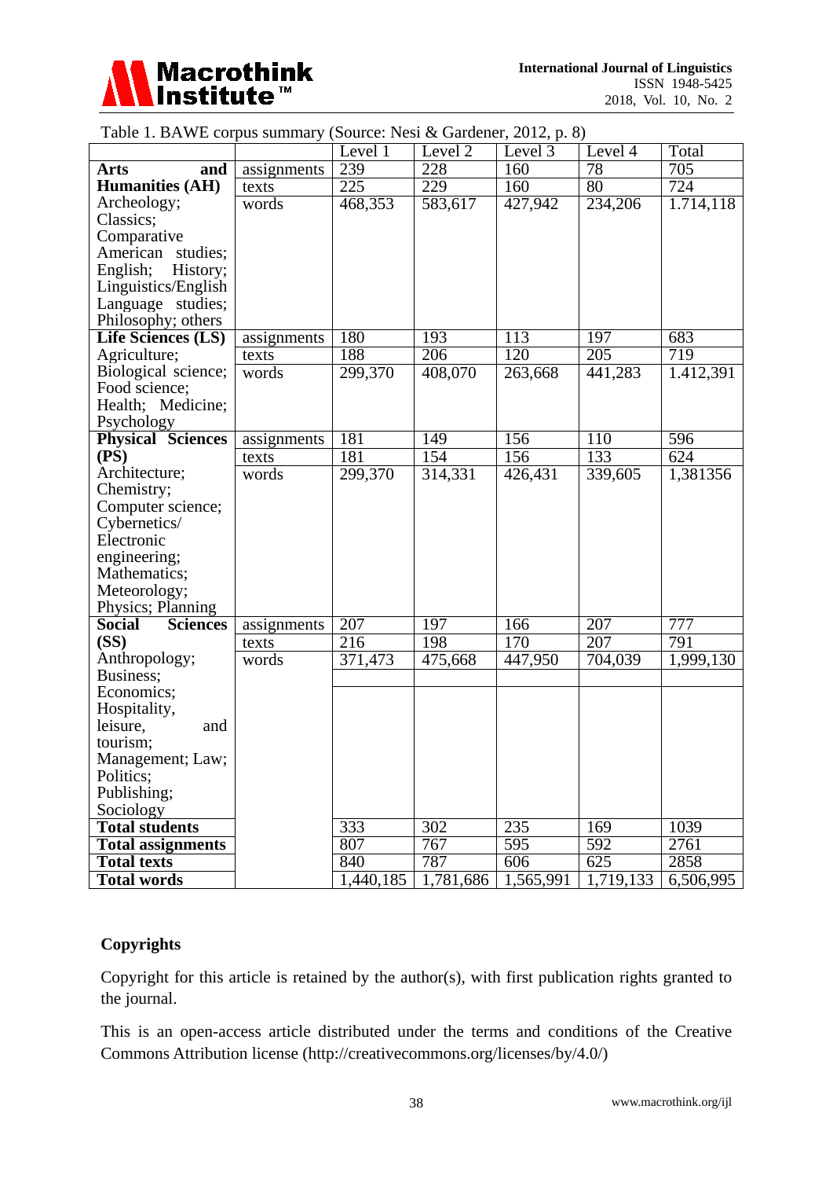Table 1. BAWE corpus summary (Source: Nesi & Gardener, 2012, p. 8)

| | | Level 1 | Level 2 | Level 3 | Level 4 | Total |
|---|---|---|---|---|---|---|
| **Arts and Humanities (AH)** | assignments | 239 | 228 | 160 | 78 | 705 |
| | texts | 225 | 229 | 160 | 80 | 724 |
| Archeology; Classics; Comparative American studies; English; History; Linguistics/English Language studies; Philosophy; others | words | 468,353 | 583,617 | 427,942 | 234,206 | 1.714,118 |
| **Life Sciences (LS)** | assignments | 180 | 193 | 113 | 197 | 683 |
| Agriculture; | texts | 188 | 206 | 120 | 205 | 719 |
| Biological science; Food science; Health; Medicine; Psychology | words | 299,370 | 408,070 | 263,668 | 441,283 | 1.412,391 |
| **Physical Sciences (PS)** | assignments | 181 | 149 | 156 | 110 | 596 |
| | texts | 181 | 154 | 156 | 133 | 624 |
| Architecture; Chemistry; Computer science; Cybernetics/ Electronic engineering; Mathematics; Meteorology; Physics; Planning | words | 299,370 | 314,331 | 426,431 | 339,605 | 1,381356 |
| **Social Sciences (SS)** | assignments | 207 | 197 | 166 | 207 | 777 |
| | texts | 216 | 198 | 170 | 207 | 791 |
| Anthropology; Business; Economics; Hospitality, leisure, and tourism; Management; Law; Politics; Publishing; Sociology | words | 371,473 | 475,668 | 447,950 | 704,039 | 1,999,130 |
| **Total students** | | 333 | 302 | 235 | 169 | 1039 |
| **Total assignments** | | 807 | 767 | 595 | 592 | 2761 |
| **Total texts** | | 840 | 787 | 606 | 625 | 2858 |
| **Total words** | | 1,440,185 | 1,781,686 | 1,565,991 | 1,719,133 | 6,506,995 |

## Copyrights

Copyright for this article is retained by the author(s), with first publication rights granted to the journal.

This is an open-access article distributed under the terms and conditions of the Creative Commons Attribution license (http://creativecommons.org/licenses/by/4.0/)